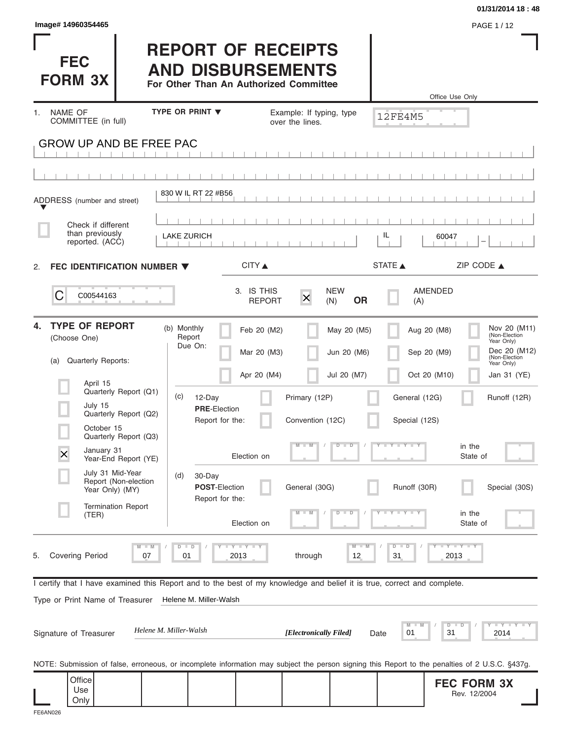01/31/2014 18 : 48

Image# 14960354465

# FEC FORM 3X

# REPORT OF RECEIPTS AND DISBURSEMENTS

**For Other Than An Authorized Committee**

Office Use Only

12FE4M5

1. NAME OF COMMITTEE (in full) — TYPE OR PRINT ▼ — Example: If typing, type over the lines.

GROW UP AND BE FREE PAC

ADDRESS (number and street) ▼

830 W IL RT 22 #B56

☐ Check if different than previously reported. (ACC)

| CITY ▲ | STATE ▲ | ZIP CODE ▲ |
|---|---|---|
| LAKE ZURICH | IL | 60047 |

2. **FEC IDENTIFICATION NUMBER ▼**

C C00544163

3. IS THIS REPORT ☒ NEW (N) **OR** ☐ AMENDED (A)

4. **TYPE OF REPORT** (Choose One)

(a) Quarterly Reports:

- ☐ April 15 Quarterly Report (Q1)
- ☐ July 15 Quarterly Report (Q2)
- ☐ October 15 Quarterly Report (Q3)
- ☒ January 31 Year-End Report (YE)
- ☐ July 31 Mid-Year Report (Non-election Year Only) (MY)
- ☐ Termination Report (TER)

(b) Monthly Report Due On:

- ☐ Feb 20 (M2)
- ☐ Mar 20 (M3)
- ☐ Apr 20 (M4)
- ☐ May 20 (M5)
- ☐ Jun 20 (M6)
- ☐ Jul 20 (M7)
- ☐ Aug 20 (M8)
- ☐ Sep 20 (M9)
- ☐ Oct 20 (M10)
- ☐ Nov 20 (M11) (Non-Election Year Only)
- ☐ Dec 20 (M12) (Non-Election Year Only)
- ☐ Jan 31 (YE)

(c) 12-Day **PRE**-Election Report for the:

- ☐ Primary (12P)
- ☐ General (12G)
- ☐ Runoff (12R)
- ☐ Convention (12C)
- ☐ Special (12S)

Election on MM / DD / YYYY in the State of ____

(d) 30-Day **POST**-Election Report for the:

- ☐ General (30G)
- ☐ Runoff (30R)
- ☐ Special (30S)

Election on MM / DD / YYYY in the State of ____

5. Covering Period 07 / 01 / 2013 through 12 / 31 / 2013

I certify that I have examined this Report and to the best of my knowledge and belief it is true, correct and complete.

Type or Print Name of Treasurer: Helene M. Miller-Walsh

Signature of Treasurer: *Helene M. Miller-Walsh* ***[Electronically Filed]*** Date 01 / 31 / 2014

NOTE: Submission of false, erroneous, or incomplete information may subject the person signing this Report to the penalties of 2 U.S.C. §437g.

Office Use Only

**FEC FORM 3X** Rev. 12/2004

FE6AN026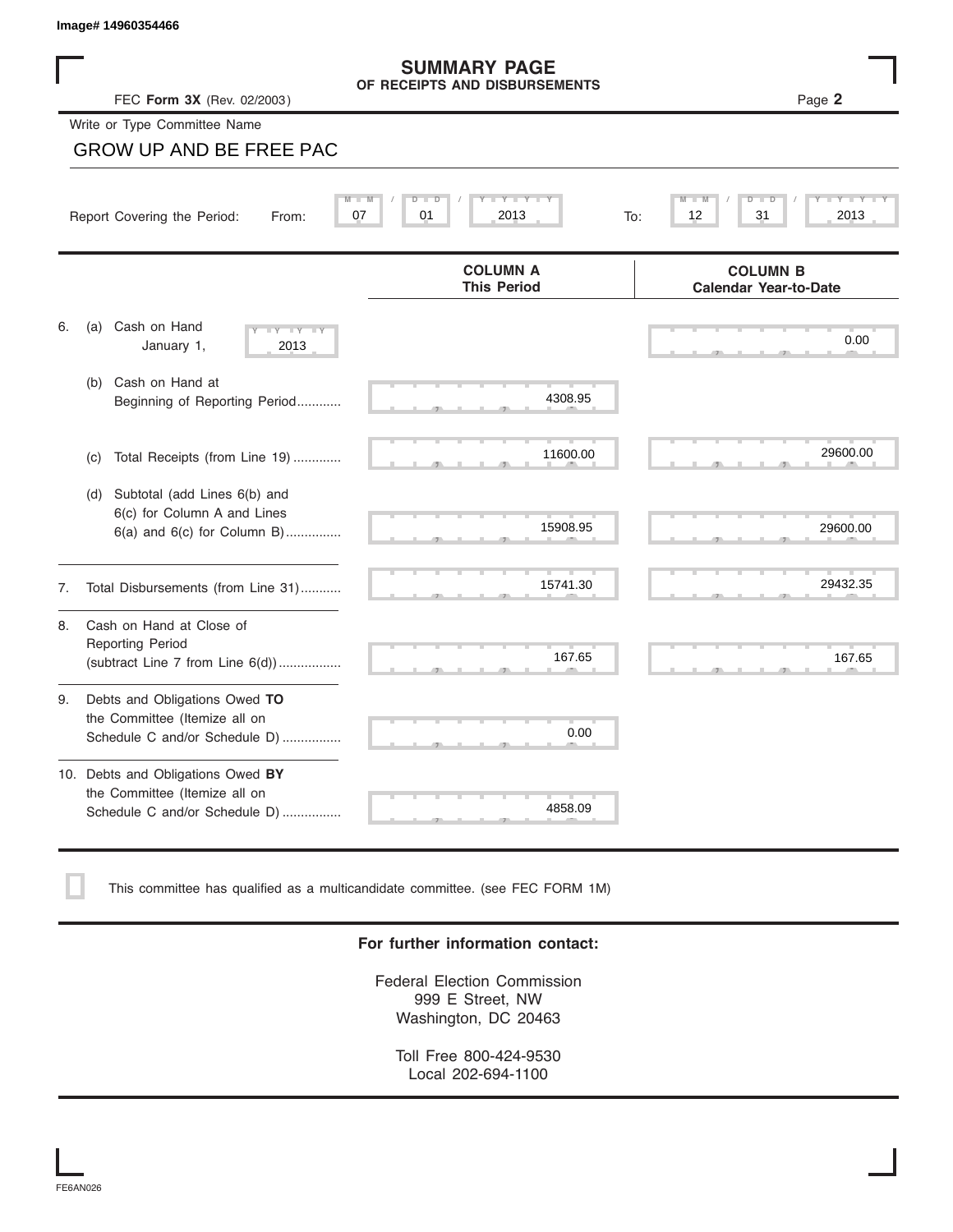Image# 14960354466

# SUMMARY PAGE
## OF RECEIPTS AND DISBURSEMENTS

FEC **Form 3X** (Rev. 02/2003)

Write or Type Committee Name

GROW UP AND BE FREE PAC

Report Covering the Period: From: 07 / 01 / 2013 To: 12 / 31 / 2013

| | COLUMN A This Period | COLUMN B Calendar Year-to-Date |
|---|---|---|
| 6. (a) Cash on Hand January 1, 2013 | | 0.00 |
| (b) Cash on Hand at Beginning of Reporting Period | 4308.95 | |
| (c) Total Receipts (from Line 19) | 11600.00 | 29600.00 |
| (d) Subtotal (add Lines 6(b) and 6(c) for Column A and Lines 6(a) and 6(c) for Column B) | 15908.95 | 29600.00 |
| 7. Total Disbursements (from Line 31) | 15741.30 | 29432.35 |
| 8. Cash on Hand at Close of Reporting Period (subtract Line 7 from Line 6(d)) | 167.65 | 167.65 |
| 9. Debts and Obligations Owed **TO** the Committee (Itemize all on Schedule C and/or Schedule D) | 0.00 | |
| 10. Debts and Obligations Owed **BY** the Committee (Itemize all on Schedule C and/or Schedule D) | 4858.09 | |

☐ This committee has qualified as a multicandidate committee. (see FEC FORM 1M)

**For further information contact:**

Federal Election Commission
999 E Street, NW
Washington, DC 20463

Toll Free 800-424-9530
Local 202-694-1100

FE6AN026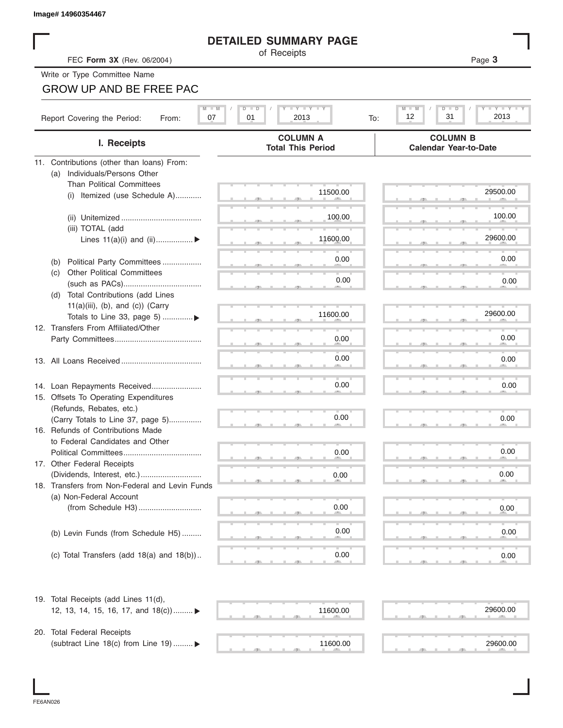Image# 14960354467

# DETAILED SUMMARY PAGE

of Receipts

FEC **Form 3X** (Rev. 06/2004)

Write or Type Committee Name

GROW UP AND BE FREE PAC

Report Covering the Period: From: 07 / 01 / 2013 To: 12 / 31 / 2013

| I. Receipts | COLUMN A Total This Period | COLUMN B Calendar Year-to-Date |
|---|---|---|
| 11. Contributions (other than loans) From: | | |
| (a) Individuals/Persons Other Than Political Committees | | |
| (i) Itemized (use Schedule A) | 11500.00 | 29500.00 |
| (ii) Unitemized | 100.00 | 100.00 |
| (iii) TOTAL (add Lines 11(a)(i) and (ii)) ▶ | 11600.00 | 29600.00 |
| (b) Political Party Committees | 0.00 | 0.00 |
| (c) Other Political Committees (such as PACs) | 0.00 | 0.00 |
| (d) Total Contributions (add Lines 11(a)(iii), (b), and (c)) (Carry Totals to Line 33, page 5) ▶ | 11600.00 | 29600.00 |
| 12. Transfers From Affiliated/Other Party Committees | 0.00 | 0.00 |
| 13. All Loans Received | 0.00 | 0.00 |
| 14. Loan Repayments Received | 0.00 | 0.00 |
| 15. Offsets To Operating Expenditures (Refunds, Rebates, etc.) (Carry Totals to Line 37, page 5) | 0.00 | 0.00 |
| 16. Refunds of Contributions Made to Federal Candidates and Other Political Committees | 0.00 | 0.00 |
| 17. Other Federal Receipts (Dividends, Interest, etc.) | 0.00 | 0.00 |
| 18. Transfers from Non-Federal and Levin Funds | | |
| (a) Non-Federal Account (from Schedule H3) | 0.00 | 0.00 |
| (b) Levin Funds (from Schedule H5) | 0.00 | 0.00 |
| (c) Total Transfers (add 18(a) and 18(b)) | 0.00 | 0.00 |
| 19. Total Receipts (add Lines 11(d), 12, 13, 14, 15, 16, 17, and 18(c)) ▶ | 11600.00 | 29600.00 |
| 20. Total Federal Receipts (subtract Line 18(c) from Line 19) ▶ | 11600.00 | 29600.00 |

FE6AN026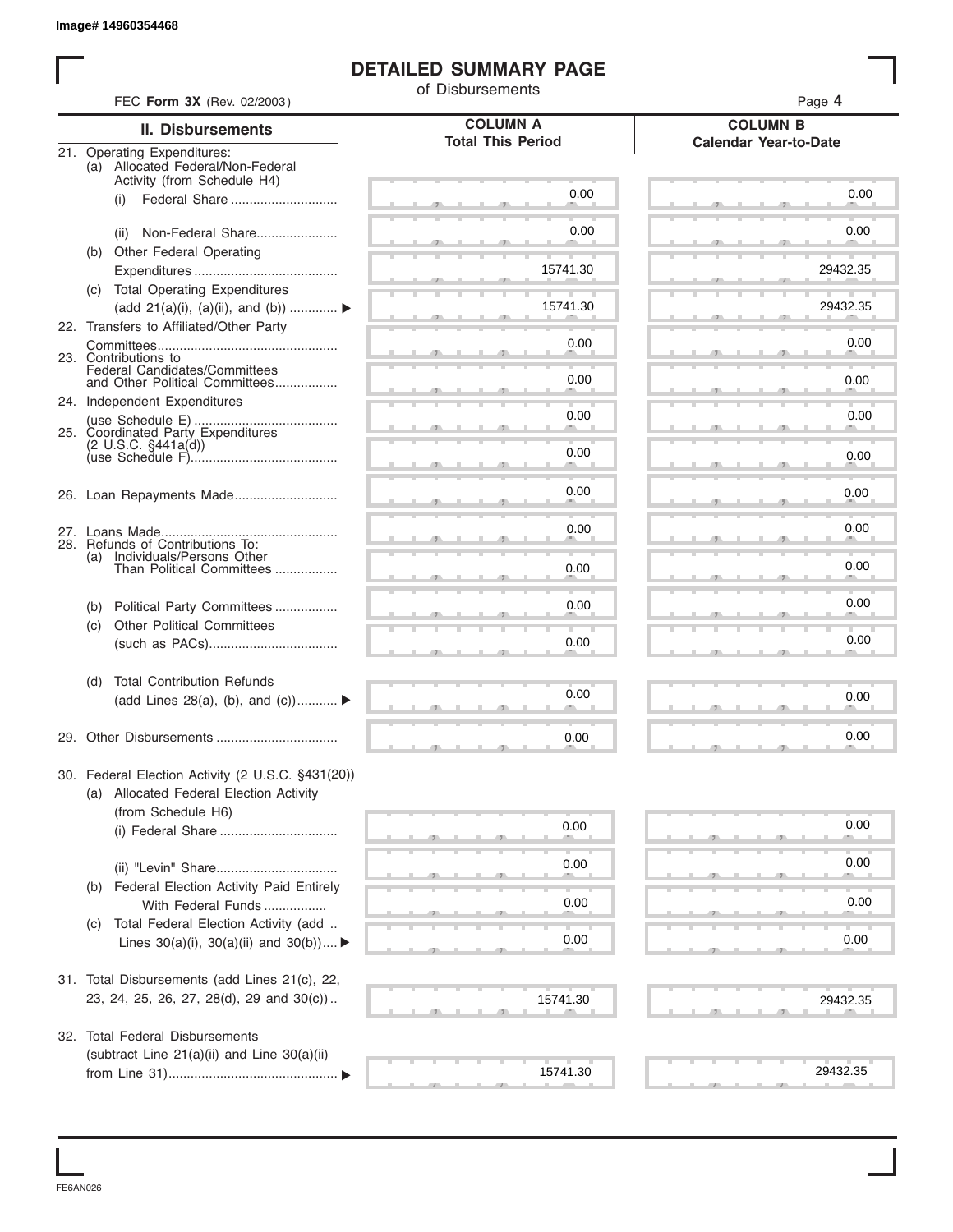Image# 14960354468

# DETAILED SUMMARY PAGE
of Disbursements

FEC **Form 3X** (Rev. 02/2003)

| II. Disbursements | COLUMN A Total This Period | COLUMN B Calendar Year-to-Date |
|---|---|---|
| 21. Operating Expenditures: | | |
| (a) Allocated Federal/Non-Federal Activity (from Schedule H4) | | |
| (i) Federal Share | 0.00 | 0.00 |
| (ii) Non-Federal Share | 0.00 | 0.00 |
| (b) Other Federal Operating Expenditures | 15741.30 | 29432.35 |
| (c) Total Operating Expenditures (add 21(a)(i), (a)(ii), and (b)) ▶ | 15741.30 | 29432.35 |
| 22. Transfers to Affiliated/Other Party Committees | 0.00 | 0.00 |
| 23. Contributions to Federal Candidates/Committees and Other Political Committees | 0.00 | 0.00 |
| 24. Independent Expenditures (use Schedule E) | 0.00 | 0.00 |
| 25. Coordinated Party Expenditures (2 U.S.C. §441a(d)) (use Schedule F) | 0.00 | 0.00 |
| 26. Loan Repayments Made | 0.00 | 0.00 |
| 27. Loans Made | 0.00 | 0.00 |
| 28. Refunds of Contributions To: | | |
| (a) Individuals/Persons Other Than Political Committees | 0.00 | 0.00 |
| (b) Political Party Committees | 0.00 | 0.00 |
| (c) Other Political Committees (such as PACs) | 0.00 | 0.00 |
| (d) Total Contribution Refunds (add Lines 28(a), (b), and (c)) ▶ | 0.00 | 0.00 |
| 29. Other Disbursements | 0.00 | 0.00 |
| 30. Federal Election Activity (2 U.S.C. §431(20)) | | |
| (a) Allocated Federal Election Activity (from Schedule H6) | | |
| (i) Federal Share | 0.00 | 0.00 |
| (ii) "Levin" Share | 0.00 | 0.00 |
| (b) Federal Election Activity Paid Entirely With Federal Funds | 0.00 | 0.00 |
| (c) Total Federal Election Activity (add Lines 30(a)(i), 30(a)(ii) and 30(b)) ▶ | 0.00 | 0.00 |
| 31. Total Disbursements (add Lines 21(c), 22, 23, 24, 25, 26, 27, 28(d), 29 and 30(c)) | 15741.30 | 29432.35 |
| 32. Total Federal Disbursements (subtract Line 21(a)(ii) and Line 30(a)(ii) from Line 31) ▶ | 15741.30 | 29432.35 |

FE6AN026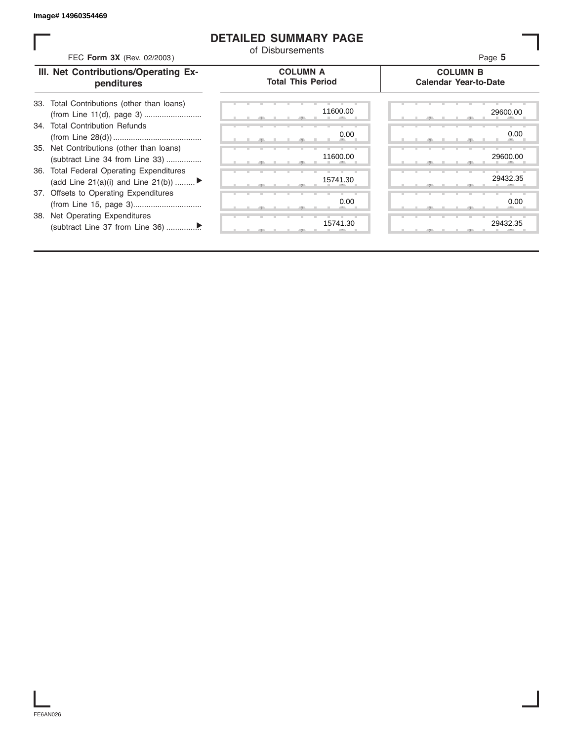Image# 14960354469

# DETAILED SUMMARY PAGE

of Disbursements

FEC **Form 3X** (Rev. 02/2003)

| III. Net Contributions/Operating Expenditures | COLUMN A Total This Period | COLUMN B Calendar Year-to-Date |
|---|---|---|
| 33. Total Contributions (other than loans) (from Line 11(d), page 3) .......................... | 11600.00 | 29600.00 |
| 34. Total Contribution Refunds (from Line 28(d)) ........................................ | 0.00 | 0.00 |
| 35. Net Contributions (other than loans) (subtract Line 34 from Line 33) ................ | 11600.00 | 29600.00 |
| 36. Total Federal Operating Expenditures (add Line 21(a)(i) and Line 21(b)) ......... ▶ | 15741.30 | 29432.35 |
| 37. Offsets to Operating Expenditures (from Line 15, page 3)............................... | 0.00 | 0.00 |
| 38. Net Operating Expenditures (subtract Line 37 from Line 36) ...............▶ | 15741.30 | 29432.35 |

FE6AN026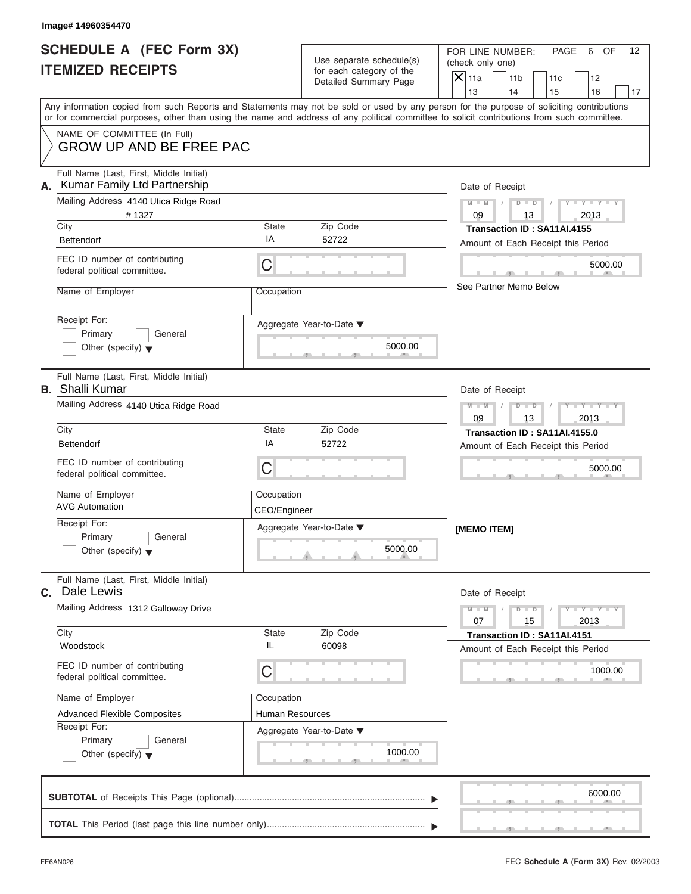Image# 14960354470

# SCHEDULE A (FEC Form 3X)
## ITEMIZED RECEIPTS

Use separate schedule(s) for each category of the Detailed Summary Page

FOR LINE NUMBER: (check only one)
[X] 11a [ ] 11b [ ] 11c [ ] 12 [ ] 13 [ ] 14 [ ] 15 [ ] 16 [ ] 17

PAGE 6 OF 12

Any information copied from such Reports and Statements may not be sold or used by any person for the purpose of soliciting contributions or for commercial purposes, other than using the name and address of any political committee to solicit contributions from such committee.

NAME OF COMMITTEE (In Full)
GROW UP AND BE FREE PAC

---

**A.** Full Name (Last, First, Middle Initial): Kumar Family Ltd Partnership

Mailing Address: 4140 Utica Ridge Road # 1327

City: Bettendorf | State: IA | Zip Code: 52722

FEC ID number of contributing federal political committee: C

Name of Employer:

Occupation:

Receipt For: [ ] Primary [ ] General [ ] Other (specify)

Date of Receipt: 09 / 13 / 2013

Transaction ID : SA11AI.4155

Amount of Each Receipt this Period: 5000.00

See Partner Memo Below

Aggregate Year-to-Date: 5000.00

---

**B.** Full Name (Last, First, Middle Initial): Shalli Kumar

Mailing Address: 4140 Utica Ridge Road

City: Bettendorf | State: IA | Zip Code: 52722

FEC ID number of contributing federal political committee: C

Name of Employer: AVG Automation

Occupation: CEO/Engineer

Receipt For: [ ] Primary [ ] General [ ] Other (specify)

Date of Receipt: 09 / 13 / 2013

Transaction ID : SA11AI.4155.0

Amount of Each Receipt this Period: 5000.00

[MEMO ITEM]

Aggregate Year-to-Date: 5000.00

---

**C.** Full Name (Last, First, Middle Initial): Dale Lewis

Mailing Address: 1312 Galloway Drive

City: Woodstock | State: IL | Zip Code: 60098

FEC ID number of contributing federal political committee: C

Name of Employer: Advanced Flexible Composites

Occupation: Human Resources

Receipt For: [ ] Primary [ ] General [ ] Other (specify)

Date of Receipt: 07 / 15 / 2013

Transaction ID : SA11AI.4151

Amount of Each Receipt this Period: 1000.00

Aggregate Year-to-Date: 1000.00

---

**SUBTOTAL** of Receipts This Page (optional): 6000.00

**TOTAL** This Period (last page this line number only):

FE6AN026 FEC **Schedule A** (Form 3X) Rev. 02/2003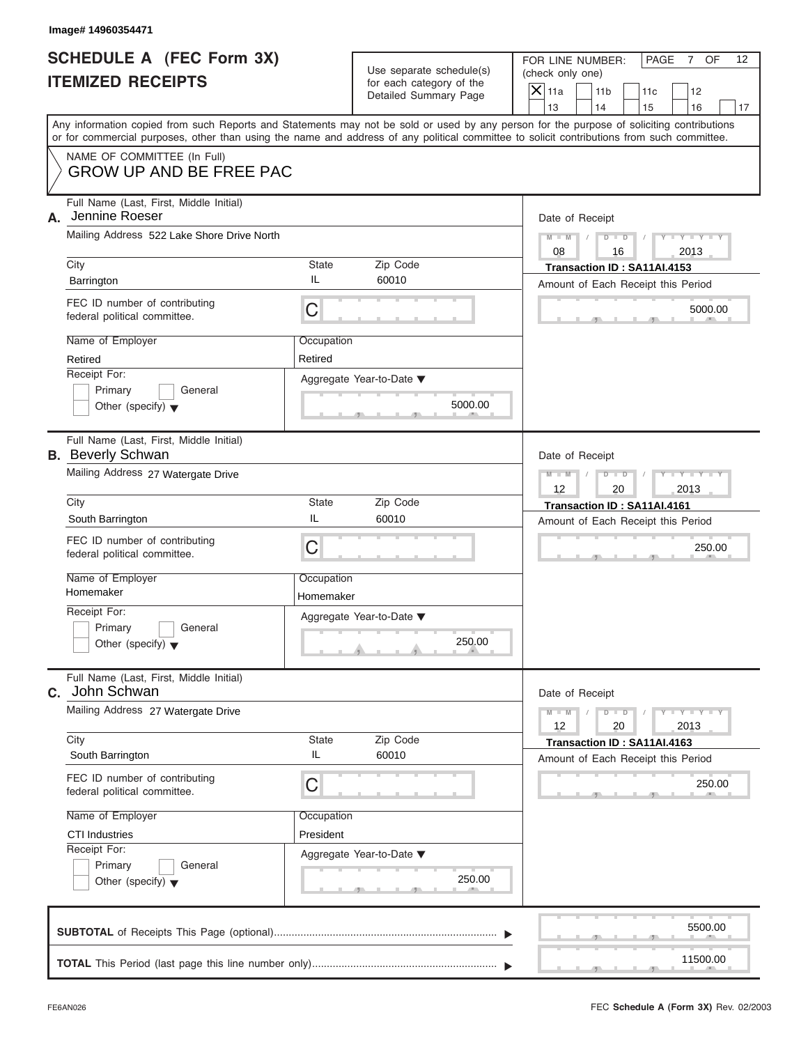Image# 14960354471

# SCHEDULE A (FEC Form 3X)
## ITEMIZED RECEIPTS

Use separate schedule(s) for each category of the Detailed Summary Page

FOR LINE NUMBER: (check only one)

- [X] 11a
- [ ] 11b
- [ ] 11c
- [ ] 12
- [ ] 13
- [ ] 14
- [ ] 15
- [ ] 16
- [ ] 17

PAGE 7 OF 12

Any information copied from such Reports and Statements may not be sold or used by any person for the purpose of soliciting contributions or for commercial purposes, other than using the name and address of any political committee to solicit contributions from such committee.

NAME OF COMMITTEE (In Full)
GROW UP AND BE FREE PAC

---

**A.** Full Name (Last, First, Middle Initial): Jennine Roeser

Mailing Address: 522 Lake Shore Drive North

| City | State | Zip Code |
|---|---|---|
| Barrington | IL | 60010 |

FEC ID number of contributing federal political committee: C

Name of Employer: Retired
Occupation: Retired

Receipt For: Primary / General / Other (specify)

Aggregate Year-to-Date: 5000.00

Date of Receipt: 08 / 16 / 2013
Transaction ID : SA11AI.4153
Amount of Each Receipt this Period: 5000.00

---

**B.** Full Name (Last, First, Middle Initial): Beverly Schwan

Mailing Address: 27 Watergate Drive

| City | State | Zip Code |
|---|---|---|
| South Barrington | IL | 60010 |

FEC ID number of contributing federal political committee: C

Name of Employer: Homemaker
Occupation: Homemaker

Receipt For: Primary / General / Other (specify)

Aggregate Year-to-Date: 250.00

Date of Receipt: 12 / 20 / 2013
Transaction ID : SA11AI.4161
Amount of Each Receipt this Period: 250.00

---

**C.** Full Name (Last, First, Middle Initial): John Schwan

Mailing Address: 27 Watergate Drive

| City | State | Zip Code |
|---|---|---|
| South Barrington | IL | 60010 |

FEC ID number of contributing federal political committee: C

Name of Employer: CTI Industries
Occupation: President

Receipt For: Primary / General / Other (specify)

Aggregate Year-to-Date: 250.00

Date of Receipt: 12 / 20 / 2013
Transaction ID : SA11AI.4163
Amount of Each Receipt this Period: 250.00

---

**SUBTOTAL** of Receipts This Page (optional): 5500.00

**TOTAL** This Period (last page this line number only): 11500.00

FE6AN026

FEC **Schedule A** (Form 3X) Rev. 02/2003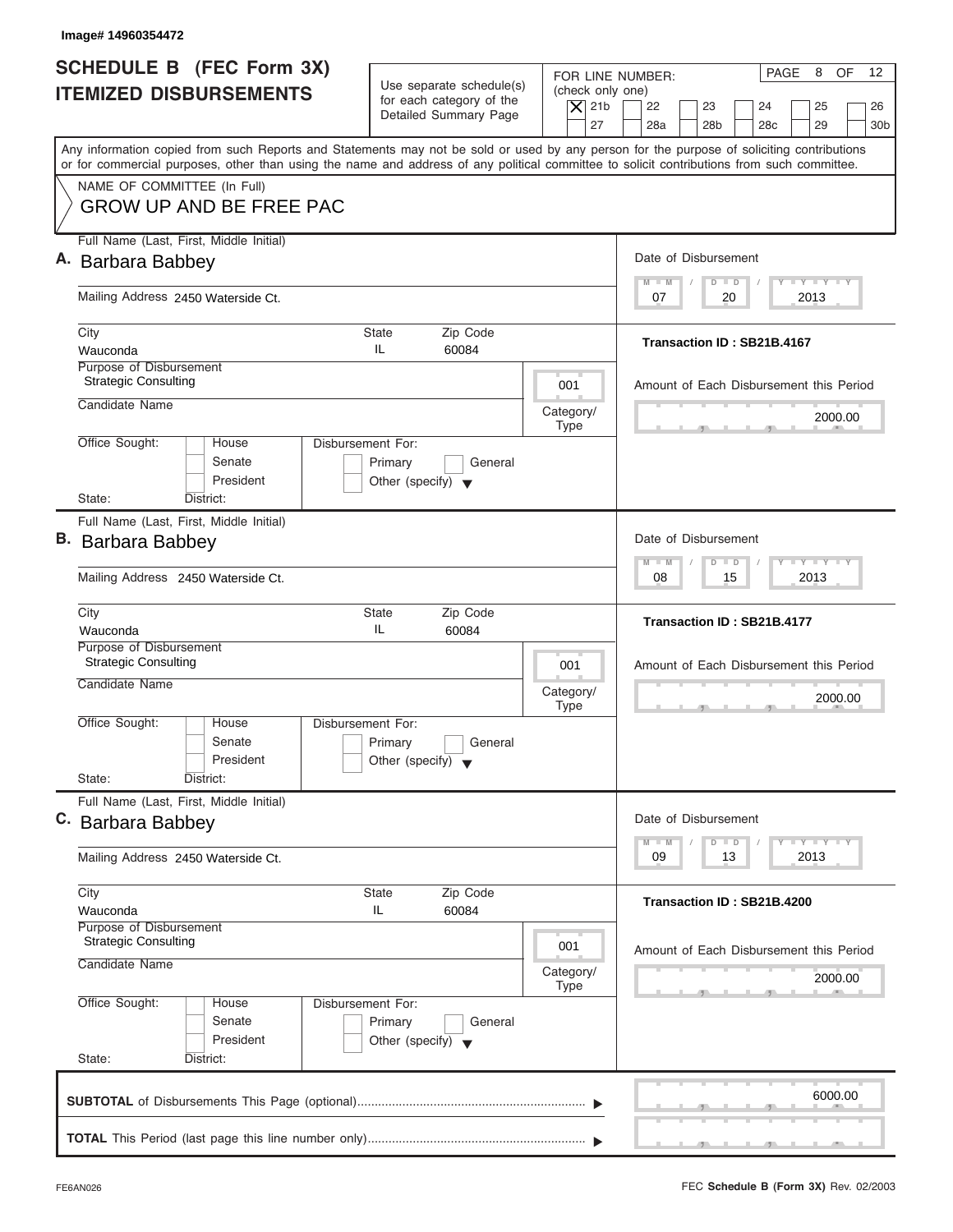Image# 14960354472

# SCHEDULE B (FEC Form 3X) ITEMIZED DISBURSEMENTS

Use separate schedule(s) for each category of the Detailed Summary Page

FOR LINE NUMBER: (check only one)
[X] 21b [ ] 22 [ ] 23 [ ] 24 [ ] 25 [ ] 26 [ ] 27 [ ] 28a [ ] 28b [ ] 28c [ ] 29 [ ] 30b

PAGE 8 OF 12

Any information copied from such Reports and Statements may not be sold or used by any person for the purpose of soliciting contributions or for commercial purposes, other than using the name and address of any political committee to solicit contributions from such committee.

NAME OF COMMITTEE (In Full)
GROW UP AND BE FREE PAC

## A.

Full Name (Last, First, Middle Initial): Barbara Babbey
Mailing Address: 2450 Waterside Ct.
City: Wauconda | State: IL | Zip Code: 60084
Purpose of Disbursement: Strategic Consulting
Category/Type: 001
Candidate Name:
Office Sought: [ ] House [ ] Senate [ ] President
State: District:
Disbursement For: [ ] Primary [ ] General [ ] Other (specify)

Date of Disbursement: 07/20/2013
Transaction ID : SB21B.4167
Amount of Each Disbursement this Period: 2000.00

## B.

Full Name (Last, First, Middle Initial): Barbara Babbey
Mailing Address: 2450 Waterside Ct.
City: Wauconda | State: IL | Zip Code: 60084
Purpose of Disbursement: Strategic Consulting
Category/Type: 001
Candidate Name:
Office Sought: [ ] House [ ] Senate [ ] President
State: District:
Disbursement For: [ ] Primary [ ] General [ ] Other (specify)

Date of Disbursement: 08/15/2013
Transaction ID : SB21B.4177
Amount of Each Disbursement this Period: 2000.00

## C.

Full Name (Last, First, Middle Initial): Barbara Babbey
Mailing Address: 2450 Waterside Ct.
City: Wauconda | State: IL | Zip Code: 60084
Purpose of Disbursement: Strategic Consulting
Category/Type: 001
Candidate Name:
Office Sought: [ ] House [ ] Senate [ ] President
State: District:
Disbursement For: [ ] Primary [ ] General [ ] Other (specify)

Date of Disbursement: 09/13/2013
Transaction ID : SB21B.4200
Amount of Each Disbursement this Period: 2000.00

**SUBTOTAL** of Disbursements This Page (optional): 6000.00

**TOTAL** This Period (last page this line number only):

FE6AN026

FEC **Schedule B (Form 3X)** Rev. 02/2003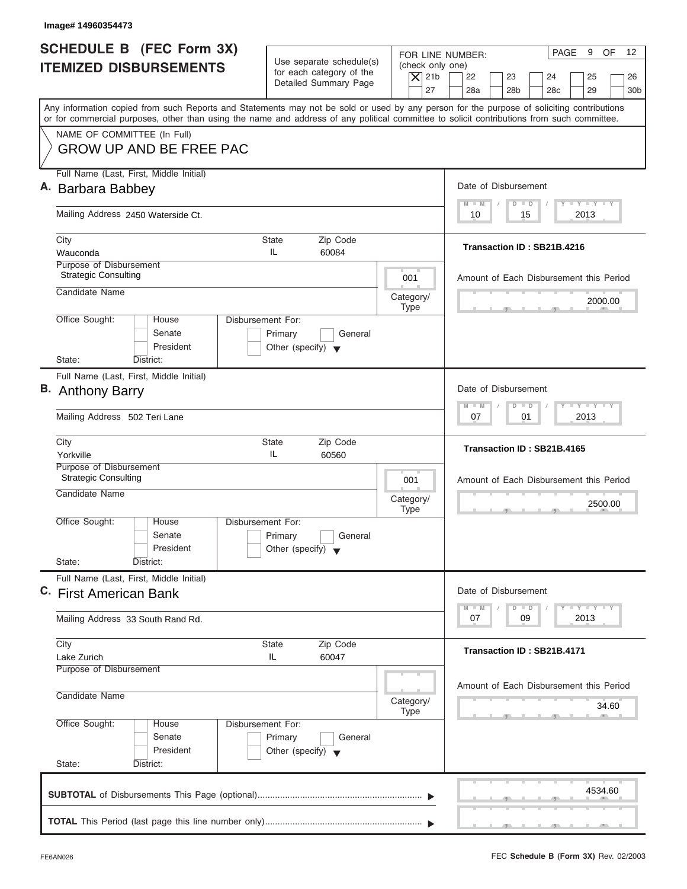Image# 14960354473

# SCHEDULE B (FEC Form 3X) ITEMIZED DISBURSEMENTS

Use separate schedule(s) for each category of the Detailed Summary Page

FOR LINE NUMBER: (check only one)

- [X] 21b
- [ ] 22
- [ ] 23
- [ ] 24
- [ ] 25
- [ ] 26
- [ ] 27
- [ ] 28a
- [ ] 28b
- [ ] 28c
- [ ] 29
- [ ] 30b

PAGE 9 OF 12

Any information copied from such Reports and Statements may not be sold or used by any person for the purpose of soliciting contributions or for commercial purposes, other than using the name and address of any political committee to solicit contributions from such committee.

NAME OF COMMITTEE (In Full)
**GROW UP AND BE FREE PAC**

---

**A.** Full Name (Last, First, Middle Initial): **Barbara Babbey**

Mailing Address: 2450 Waterside Ct.

City: Wauconda | State: IL | Zip Code: 60084

Purpose of Disbursement: Strategic Consulting

Category/Type: 001

Candidate Name:

Office Sought: House / Senate / President — State: District:

Disbursement For: Primary / General / Other (specify)

Date of Disbursement: 10 / 15 / 2013

Transaction ID : SB21B.4216

Amount of Each Disbursement this Period: 2000.00

---

**B.** Full Name (Last, First, Middle Initial): **Anthony Barry**

Mailing Address: 502 Teri Lane

City: Yorkville | State: IL | Zip Code: 60560

Purpose of Disbursement: Strategic Consulting

Category/Type: 001

Candidate Name:

Office Sought: House / Senate / President — State: District:

Disbursement For: Primary / General / Other (specify)

Date of Disbursement: 07 / 01 / 2013

Transaction ID : SB21B.4165

Amount of Each Disbursement this Period: 2500.00

---

**C.** Full Name (Last, First, Middle Initial): **First American Bank**

Mailing Address: 33 South Rand Rd.

City: Lake Zurich | State: IL | Zip Code: 60047

Purpose of Disbursement:

Category/Type:

Candidate Name:

Office Sought: House / Senate / President — State: District:

Disbursement For: Primary / General / Other (specify)

Date of Disbursement: 07 / 09 / 2013

Transaction ID : SB21B.4171

Amount of Each Disbursement this Period: 34.60

---

**SUBTOTAL** of Disbursements This Page (optional): 4534.60

**TOTAL** This Period (last page this line number only):

FE6AN026

FEC **Schedule B (Form 3X)** Rev. 02/2003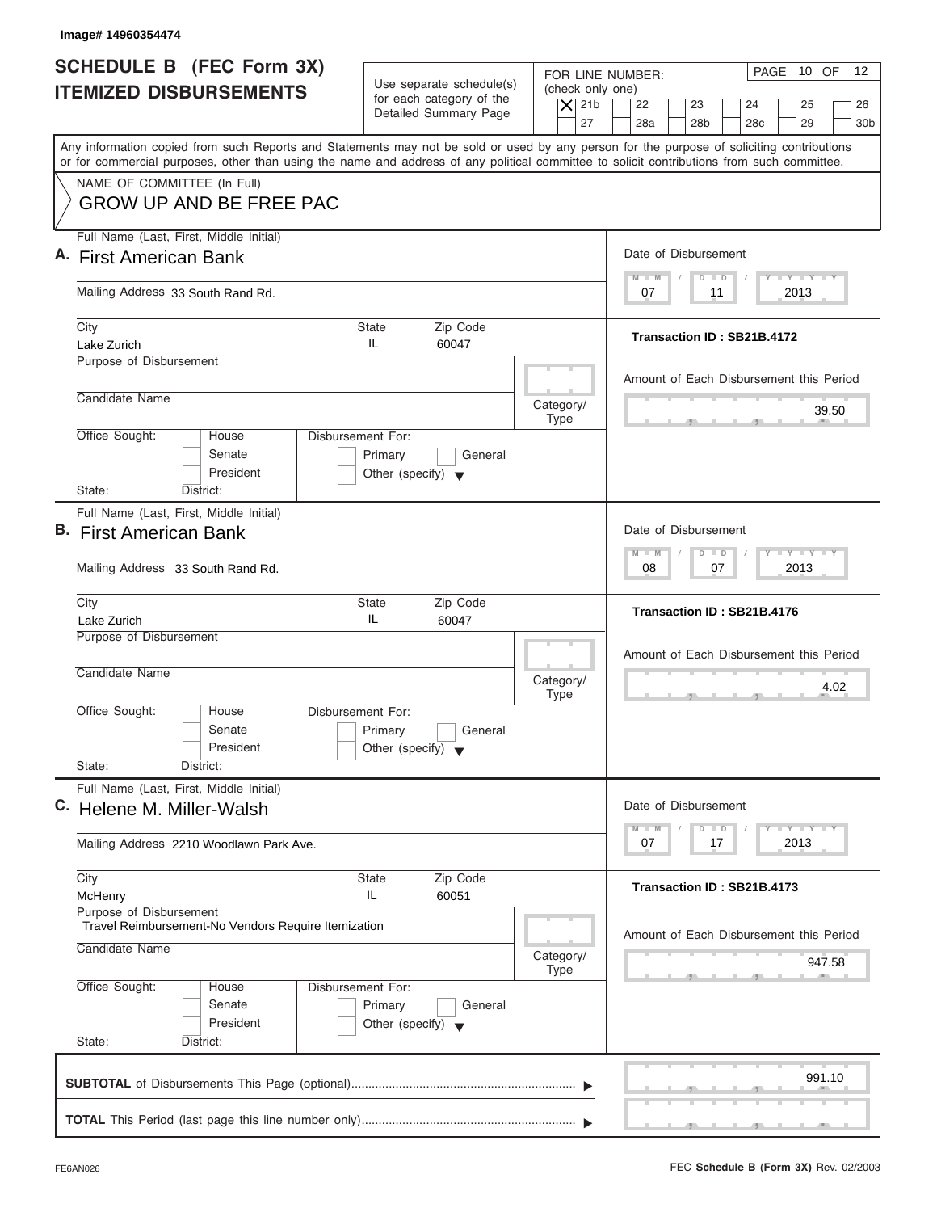Image# 14960354474

# SCHEDULE B (FEC Form 3X) ITEMIZED DISBURSEMENTS

Use separate schedule(s) for each category of the Detailed Summary Page

FOR LINE NUMBER: (check only one)

- [X] 21b
- [ ] 22
- [ ] 23
- [ ] 24
- [ ] 25
- [ ] 26
- [ ] 27
- [ ] 28a
- [ ] 28b
- [ ] 28c
- [ ] 29
- [ ] 30b

PAGE 10 OF 12

Any information copied from such Reports and Statements may not be sold or used by any person for the purpose of soliciting contributions or for commercial purposes, other than using the name and address of any political committee to solicit contributions from such committee.

NAME OF COMMITTEE (In Full)
GROW UP AND BE FREE PAC

---

**A.** Full Name (Last, First, Middle Initial): First American Bank

Mailing Address: 33 South Rand Rd.

City: Lake Zurich | State: IL | Zip Code: 60047

Purpose of Disbursement:

Candidate Name:

Category/Type:

Office Sought: [ ] House [ ] Senate [ ] President

State: | District:

Disbursement For: [ ] Primary [ ] General [ ] Other (specify)

Date of Disbursement: 07 / 11 / 2013

Transaction ID : SB21B.4172

Amount of Each Disbursement this Period: 39.50

---

**B.** Full Name (Last, First, Middle Initial): First American Bank

Mailing Address: 33 South Rand Rd.

City: Lake Zurich | State: IL | Zip Code: 60047

Purpose of Disbursement:

Candidate Name:

Category/Type:

Office Sought: [ ] House [ ] Senate [ ] President

State: | District:

Disbursement For: [ ] Primary [ ] General [ ] Other (specify)

Date of Disbursement: 08 / 07 / 2013

Transaction ID : SB21B.4176

Amount of Each Disbursement this Period: 4.02

---

**C.** Full Name (Last, First, Middle Initial): Helene M. Miller-Walsh

Mailing Address: 2210 Woodlawn Park Ave.

City: McHenry | State: IL | Zip Code: 60051

Purpose of Disbursement: Travel Reimbursement-No Vendors Require Itemization

Candidate Name:

Category/Type:

Office Sought: [ ] House [ ] Senate [ ] President

State: | District:

Disbursement For: [ ] Primary [ ] General [ ] Other (specify)

Date of Disbursement: 07 / 17 / 2013

Transaction ID : SB21B.4173

Amount of Each Disbursement this Period: 947.58

---

**SUBTOTAL** of Disbursements This Page (optional): 991.10

**TOTAL** This Period (last page this line number only):

FE6AN026 — FEC **Schedule B (Form 3X)** Rev. 02/2003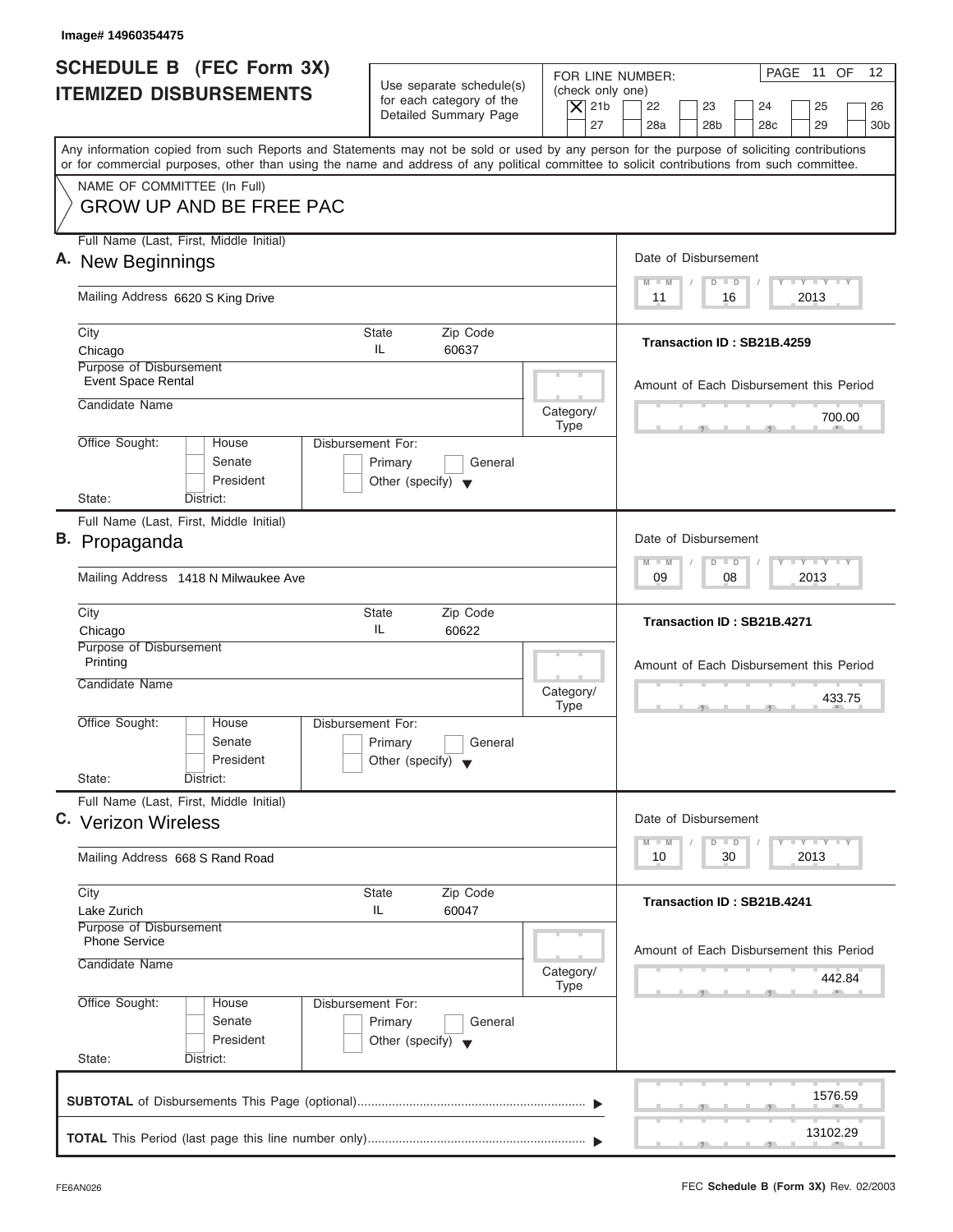Image# 14960354475

# SCHEDULE B (FEC Form 3X)
## ITEMIZED DISBURSEMENTS

Use separate schedule(s) for each category of the Detailed Summary Page

FOR LINE NUMBER: (check only one)

| | | | | | |
|---|---|---|---|---|---|
| [X] 21b | [ ] 22 | [ ] 23 | [ ] 24 | [ ] 25 | [ ] 26 |
| [ ] 27 | [ ] 28a | [ ] 28b | [ ] 28c | [ ] 29 | [ ] 30b |

PAGE 11 OF 12

Any information copied from such Reports and Statements may not be sold or used by any person for the purpose of soliciting contributions or for commercial purposes, other than using the name and address of any political committee to solicit contributions from such committee.

NAME OF COMMITTEE (In Full)
GROW UP AND BE FREE PAC

---

**A.** Full Name (Last, First, Middle Initial): New Beginnings

Mailing Address: 6620 S King Drive

City: Chicago | State: IL | Zip Code: 60637

Purpose of Disbursement: Event Space Rental

Candidate Name:

Category/Type:

Office Sought: [ ] House [ ] Senate [ ] President

State: District:

Disbursement For: [ ] Primary [ ] General [ ] Other (specify)

Date of Disbursement: 11 / 16 / 2013

Transaction ID : SB21B.4259

Amount of Each Disbursement this Period: 700.00

---

**B.** Full Name (Last, First, Middle Initial): Propaganda

Mailing Address: 1418 N Milwaukee Ave

City: Chicago | State: IL | Zip Code: 60622

Purpose of Disbursement: Printing

Candidate Name:

Category/Type:

Office Sought: [ ] House [ ] Senate [ ] President

State: District:

Disbursement For: [ ] Primary [ ] General [ ] Other (specify)

Date of Disbursement: 09 / 08 / 2013

Transaction ID : SB21B.4271

Amount of Each Disbursement this Period: 433.75

---

**C.** Full Name (Last, First, Middle Initial): Verizon Wireless

Mailing Address: 668 S Rand Road

City: Lake Zurich | State: IL | Zip Code: 60047

Purpose of Disbursement: Phone Service

Candidate Name:

Category/Type:

Office Sought: [ ] House [ ] Senate [ ] President

State: District:

Disbursement For: [ ] Primary [ ] General [ ] Other (specify)

Date of Disbursement: 10 / 30 / 2013

Transaction ID : SB21B.4241

Amount of Each Disbursement this Period: 442.84

---

**SUBTOTAL** of Disbursements This Page (optional): 1576.59

**TOTAL** This Period (last page this line number only): 13102.29

FE6AN026 FEC **Schedule B (Form 3X)** Rev. 02/2003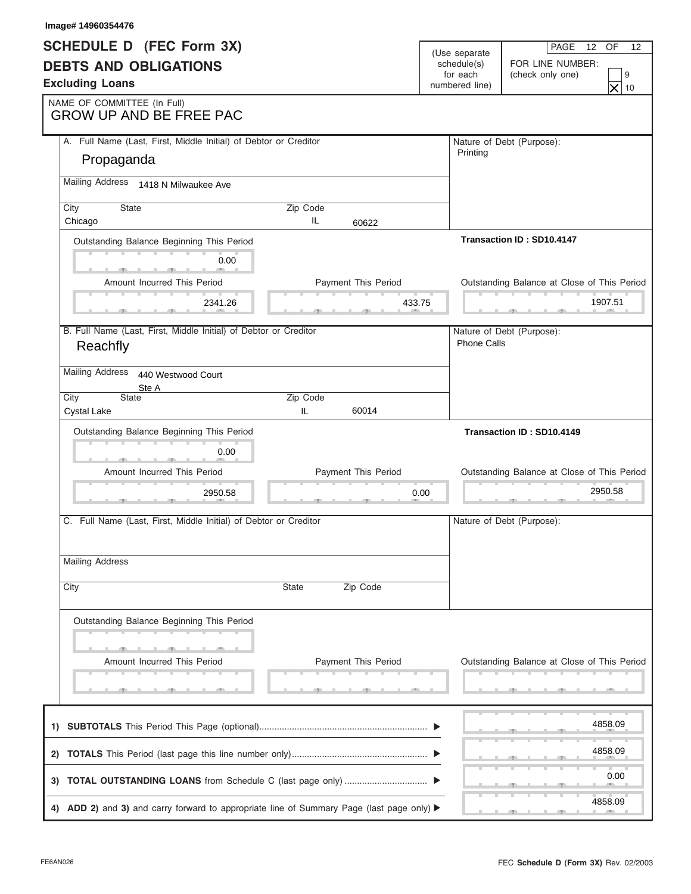Image# 14960354476

# SCHEDULE D (FEC Form 3X)
## DEBTS AND OBLIGATIONS
**Excluding Loans**

(Use separate schedule(s) for each numbered line)

PAGE 12 OF 12

FOR LINE NUMBER: (check only one)
- [ ] 9
- [X] 10

NAME OF COMMITTEE (In Full)
GROW UP AND BE FREE PAC

---

**A.** Full Name (Last, First, Middle Initial) of Debtor or Creditor
Propaganda

Mailing Address: 1418 N Milwaukee Ave

City: Chicago | State: IL | Zip Code: 60622

Nature of Debt (Purpose): Printing

Transaction ID : SD10.4147

| Outstanding Balance Beginning This Period | Amount Incurred This Period | Payment This Period | Outstanding Balance at Close of This Period |
|---|---|---|---|
| 0.00 | 2341.26 | 433.75 | 1907.51 |

---

**B.** Full Name (Last, First, Middle Initial) of Debtor or Creditor
Reachfly

Mailing Address: 440 Westwood Court Ste A

City: Cystal Lake | State: IL | Zip Code: 60014

Nature of Debt (Purpose): Phone Calls

Transaction ID : SD10.4149

| Outstanding Balance Beginning This Period | Amount Incurred This Period | Payment This Period | Outstanding Balance at Close of This Period |
|---|---|---|---|
| 0.00 | 2950.58 | 0.00 | 2950.58 |

---

**C.** Full Name (Last, First, Middle Initial) of Debtor or Creditor

Mailing Address

City | State | Zip Code

Nature of Debt (Purpose):

| Outstanding Balance Beginning This Period | Amount Incurred This Period | Payment This Period | Outstanding Balance at Close of This Period |
|---|---|---|---|
| | | | |

---

| | |
|---|---|
| 1) **SUBTOTALS** This Period This Page (optional) | 4858.09 |
| 2) **TOTALS** This Period (last page this line number only) | 4858.09 |
| 3) **TOTAL OUTSTANDING LOANS** from Schedule C (last page only) | 0.00 |
| 4) **ADD 2)** and **3)** and carry forward to appropriate line of Summary Page (last page only) | 4858.09 |

FE6AN026

FEC **Schedule D (Form 3X)** Rev. 02/2003